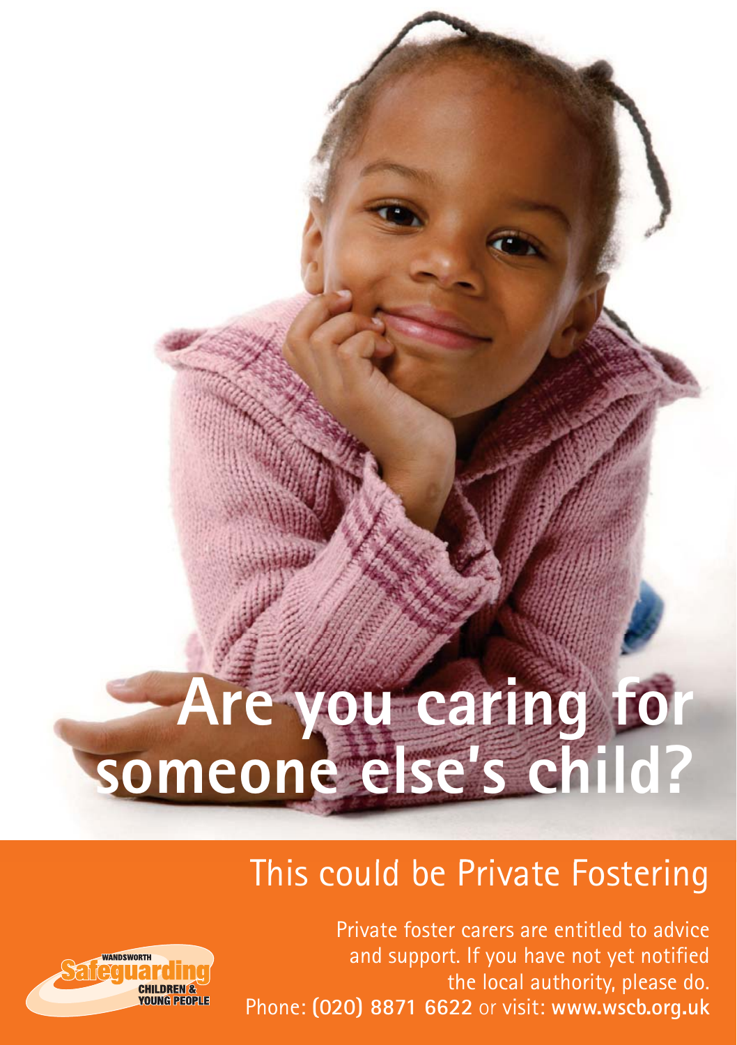# Are you caring for someone else's child?

## This could be Private Fostering

Private foster carers are entitled to advice and support. If you have not yet notified the local authority, please do.
Phone: **(020) 8871 6622** or visit: **www.wscb.org.uk**

WANDSWORTH Safeguarding CHILDREN & YOUNG PEOPLE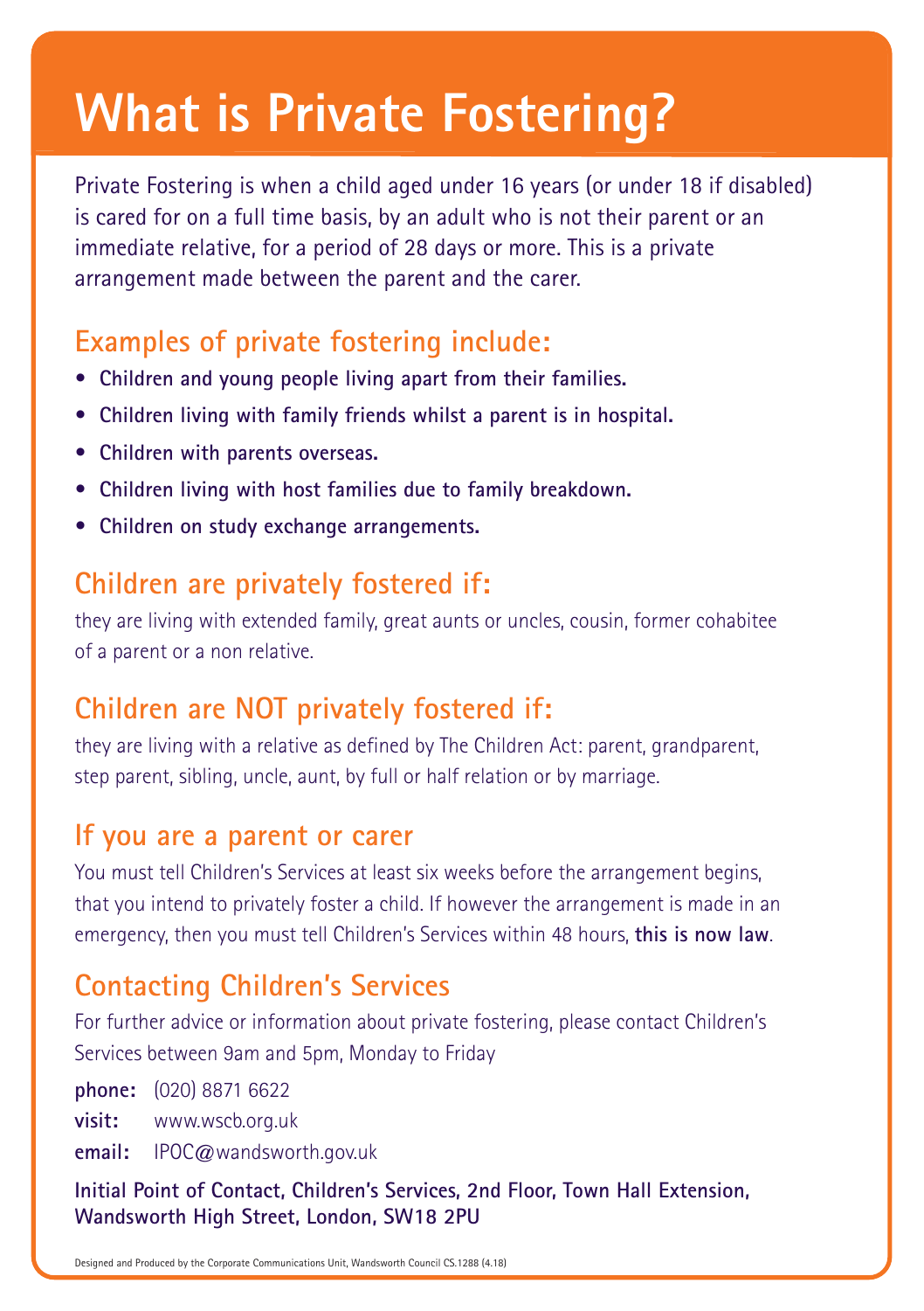# What is Private Fostering?

Private Fostering is when a child aged under 16 years (or under 18 if disabled) is cared for on a full time basis, by an adult who is not their parent or an immediate relative, for a period of 28 days or more. This is a private arrangement made between the parent and the carer.

## Examples of private fostering include:

- **Children and young people living apart from their families.**
- **Children living with family friends whilst a parent is in hospital.**
- **Children with parents overseas.**
- **Children living with host families due to family breakdown.**
- **Children on study exchange arrangements.**

## Children are privately fostered if:

they are living with extended family, great aunts or uncles, cousin, former cohabitee of a parent or a non relative.

## Children are NOT privately fostered if:

they are living with a relative as defined by The Children Act: parent, grandparent, step parent, sibling, uncle, aunt, by full or half relation or by marriage.

## If you are a parent or carer

You must tell Children's Services at least six weeks before the arrangement begins, that you intend to privately foster a child. If however the arrangement is made in an emergency, then you must tell Children's Services within 48 hours, **this is now law**.

## Contacting Children's Services

For further advice or information about private fostering, please contact Children's Services between 9am and 5pm, Monday to Friday

**phone:** (020) 8871 6622
**visit:** www.wscb.org.uk
**email:** IPOC@wandsworth.gov.uk

**Initial Point of Contact, Children's Services, 2nd Floor, Town Hall Extension, Wandsworth High Street, London, SW18 2PU**

Designed and Produced by the Corporate Communications Unit, Wandsworth Council CS.1288 (4.18)